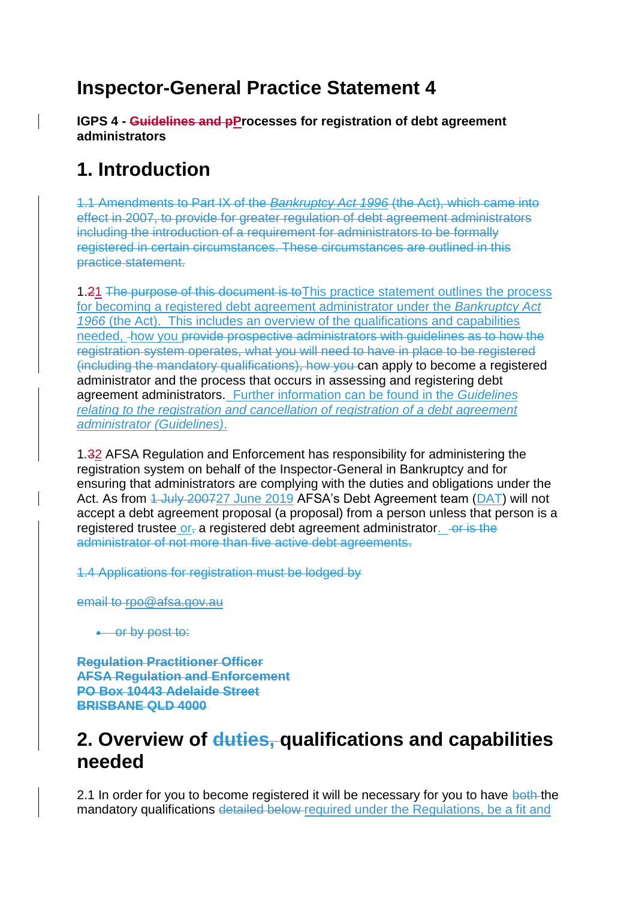# Inspector-General Practice Statement 4

**IGPS 4 - ~~Guidelines and p~~Processes for registration of debt agreement administrators**

# 1. Introduction

~~1.1 Amendments to Part IX of the *Bankruptcy Act 1996* (the Act), which came into effect in 2007, to provide for greater regulation of debt agreement administrators including the introduction of a requirement for administrators to be formally registered in certain circumstances. These circumstances are outlined in this practice statement.~~

1.~~2~~1 ~~The purpose of this document is to~~This practice statement outlines the process for becoming a registered debt agreement administrator under the *Bankruptcy Act 1966* (the Act). This includes an overview of the qualifications and capabilities needed, ~~-~~how you ~~provide prospective administrators with guidelines as to how the registration system operates, what you will need to have in place to be registered (including the mandatory qualifications), how you~~ can apply to become a registered administrator and the process that occurs in assessing and registering debt agreement administrators. Further information can be found in the *Guidelines relating to the registration and cancellation of registration of a debt agreement administrator (Guidelines)*.

1.~~3~~2 AFSA Regulation and Enforcement has responsibility for administering the registration system on behalf of the Inspector-General in Bankruptcy and for ensuring that administrators are complying with the duties and obligations under the Act. As from ~~1 July 2007~~27 June 2019 AFSA's Debt Agreement team (DAT) will not accept a debt agreement proposal (a proposal) from a person unless that person is a registered trustee or~~,~~ a registered debt agreement administrator. ~~-or is the administrator of not more than five active debt agreements.~~

~~1.4 Applications for registration must be lodged by~~

~~email to rpo@afsa.gov.au~~

- ~~or by post to:~~

~~**Regulation Practitioner Officer**~~
~~**AFSA Regulation and Enforcement**~~
~~**PO Box 10443 Adelaide Street**~~
~~**BRISBANE QLD 4000**~~

# 2. Overview of ~~duties,~~ qualifications and capabilities needed

2.1 In order for you to become registered it will be necessary for you to have ~~both~~ the mandatory qualifications ~~detailed below~~ required under the Regulations, be a fit and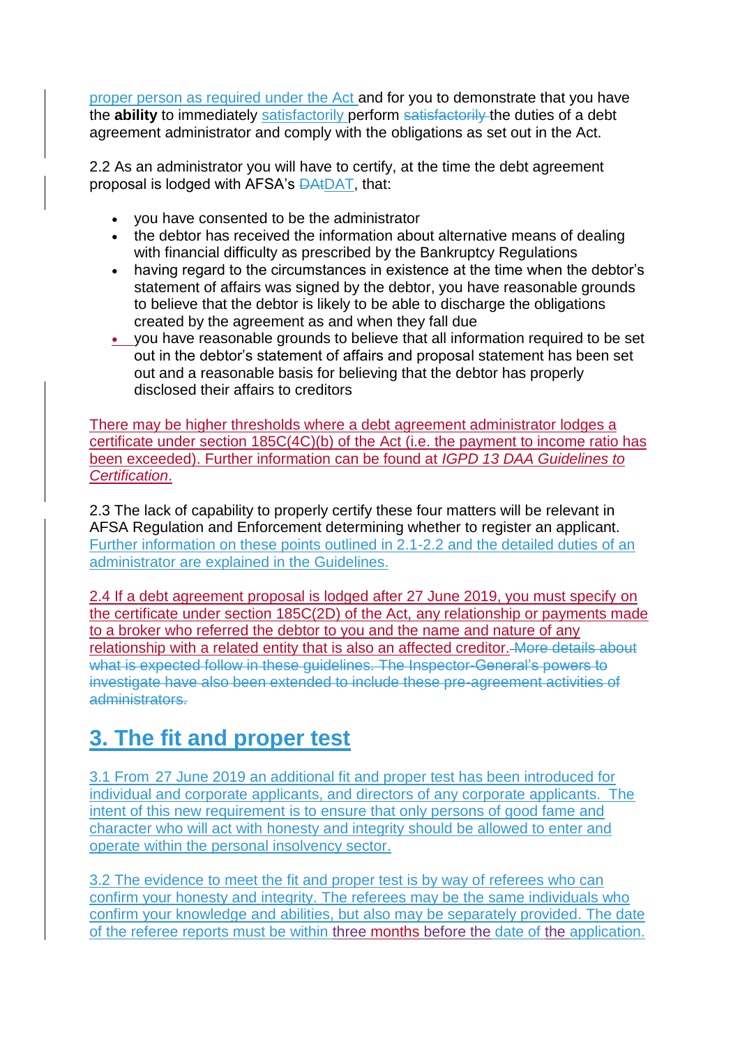proper person as required under the Act and for you to demonstrate that you have the **ability** to immediately satisfactorily perform ~~satisfactorily~~ the duties of a debt agreement administrator and comply with the obligations as set out in the Act.

2.2 As an administrator you will have to certify, at the time the debt agreement proposal is lodged with AFSA's ~~DAt~~DAT, that:

- you have consented to be the administrator
- the debtor has received the information about alternative means of dealing with financial difficulty as prescribed by the Bankruptcy Regulations
- having regard to the circumstances in existence at the time when the debtor's statement of affairs was signed by the debtor, you have reasonable grounds to believe that the debtor is likely to be able to discharge the obligations created by the agreement as and when they fall due
- you have reasonable grounds to believe that all information required to be set out in the debtor's statement of affairs and proposal statement has been set out and a reasonable basis for believing that the debtor has properly disclosed their affairs to creditors

There may be higher thresholds where a debt agreement administrator lodges a certificate under section 185C(4C)(b) of the Act (i.e. the payment to income ratio has been exceeded). Further information can be found at *IGPD 13 DAA Guidelines to Certification*.

2.3 The lack of capability to properly certify these four matters will be relevant in AFSA Regulation and Enforcement determining whether to register an applicant. Further information on these points outlined in 2.1-2.2 and the detailed duties of an administrator are explained in the Guidelines.

2.4 If a debt agreement proposal is lodged after 27 June 2019, you must specify on the certificate under section 185C(2D) of the Act, any relationship or payments made to a broker who referred the debtor to you and the name and nature of any relationship with a related entity that is also an affected creditor. ~~More details about what is expected follow in these guidelines. The Inspector-General's powers to investigate have also been extended to include these pre-agreement activities of administrators.~~

# 3. The fit and proper test

3.1 From 27 June 2019 an additional fit and proper test has been introduced for individual and corporate applicants, and directors of any corporate applicants. The intent of this new requirement is to ensure that only persons of good fame and character who will act with honesty and integrity should be allowed to enter and operate within the personal insolvency sector.

3.2 The evidence to meet the fit and proper test is by way of referees who can confirm your honesty and integrity. The referees may be the same individuals who confirm your knowledge and abilities, but also may be separately provided. The date of the referee reports must be within three months before the date of the application.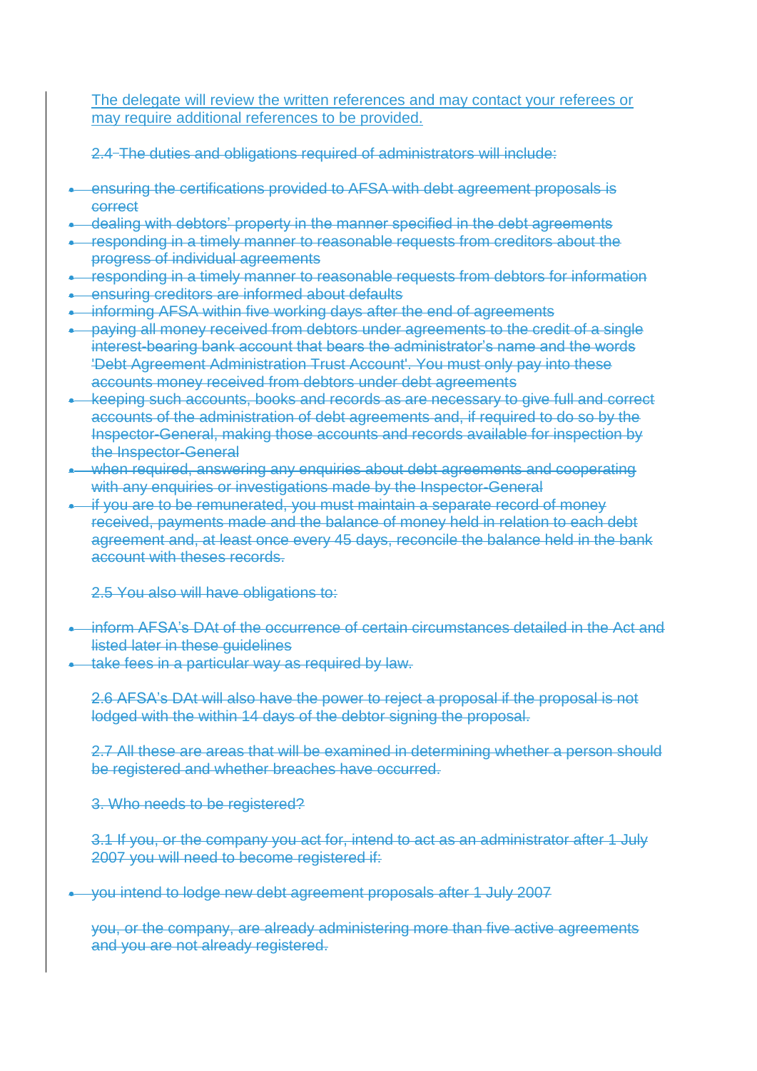The delegate will review the written references and may contact your referees or may require additional references to be provided.

~~2.4 The duties and obligations required of administrators will include:~~

- ~~ensuring the certifications provided to AFSA with debt agreement proposals is correct~~
- ~~dealing with debtors' property in the manner specified in the debt agreements~~
- ~~responding in a timely manner to reasonable requests from creditors about the progress of individual agreements~~
- ~~responding in a timely manner to reasonable requests from debtors for information~~
- ~~ensuring creditors are informed about defaults~~
- ~~informing AFSA within five working days after the end of agreements~~
- ~~paying all money received from debtors under agreements to the credit of a single interest-bearing bank account that bears the administrator's name and the words 'Debt Agreement Administration Trust Account'. You must only pay into these accounts money received from debtors under debt agreements~~
- ~~keeping such accounts, books and records as are necessary to give full and correct accounts of the administration of debt agreements and, if required to do so by the Inspector-General, making those accounts and records available for inspection by the Inspector-General~~
- ~~when required, answering any enquiries about debt agreements and cooperating with any enquiries or investigations made by the Inspector-General~~
- ~~if you are to be remunerated, you must maintain a separate record of money received, payments made and the balance of money held in relation to each debt agreement and, at least once every 45 days, reconcile the balance held in the bank account with theses records.~~

~~2.5 You also will have obligations to:~~

- ~~inform AFSA's DAt of the occurrence of certain circumstances detailed in the Act and listed later in these guidelines~~
- ~~take fees in a particular way as required by law.~~

~~2.6 AFSA's DAt will also have the power to reject a proposal if the proposal is not lodged with the within 14 days of the debtor signing the proposal.~~

~~2.7 All these are areas that will be examined in determining whether a person should be registered and whether breaches have occurred.~~

~~3. Who needs to be registered?~~

~~3.1 If you, or the company you act for, intend to act as an administrator after 1 July 2007 you will need to become registered if:~~

- ~~you intend to lodge new debt agreement proposals after 1 July 2007~~

~~you, or the company, are already administering more than five active agreements and you are not already registered.~~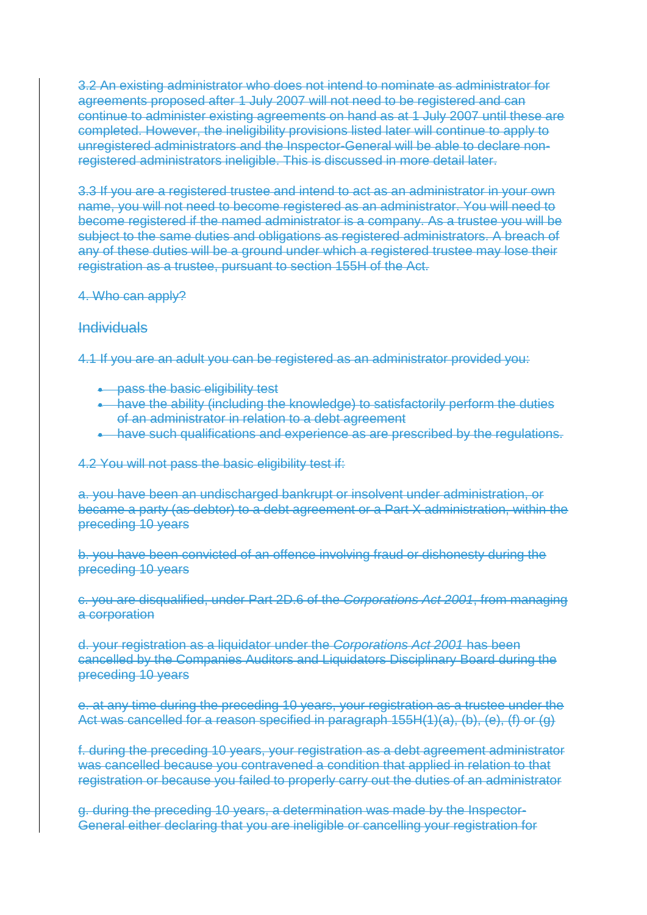~~3.2 An existing administrator who does not intend to nominate as administrator for agreements proposed after 1 July 2007 will not need to be registered and can continue to administer existing agreements on hand as at 1 July 2007 until these are completed. However, the ineligibility provisions listed later will continue to apply to unregistered administrators and the Inspector-General will be able to declare non-registered administrators ineligible. This is discussed in more detail later.~~

~~3.3 If you are a registered trustee and intend to act as an administrator in your own name, you will not need to become registered as an administrator. You will need to become registered if the named administrator is a company. As a trustee you will be subject to the same duties and obligations as registered administrators. A breach of any of these duties will be a ground under which a registered trustee may lose their registration as a trustee, pursuant to section 155H of the Act.~~

~~4. Who can apply?~~

~~Individuals~~

~~4.1 If you are an adult you can be registered as an administrator provided you:~~

- ~~pass the basic eligibility test~~
- ~~have the ability (including the knowledge) to satisfactorily perform the duties of an administrator in relation to a debt agreement~~
- ~~have such qualifications and experience as are prescribed by the regulations.~~

~~4.2 You will not pass the basic eligibility test if:~~

~~a. you have been an undischarged bankrupt or insolvent under administration, or became a party (as debtor) to a debt agreement or a Part X administration, within the preceding 10 years~~

~~b. you have been convicted of an offence involving fraud or dishonesty during the preceding 10 years~~

~~c. you are disqualified, under Part 2D.6 of the *Corporations Act 2001*, from managing a corporation~~

~~d. your registration as a liquidator under the *Corporations Act 2001* has been cancelled by the Companies Auditors and Liquidators Disciplinary Board during the preceding 10 years~~

~~e. at any time during the preceding 10 years, your registration as a trustee under the Act was cancelled for a reason specified in paragraph 155H(1)(a), (b), (e), (f) or (g)~~

~~f. during the preceding 10 years, your registration as a debt agreement administrator was cancelled because you contravened a condition that applied in relation to that registration or because you failed to properly carry out the duties of an administrator~~

~~g. during the preceding 10 years, a determination was made by the Inspector-General either declaring that you are ineligible or cancelling your registration for~~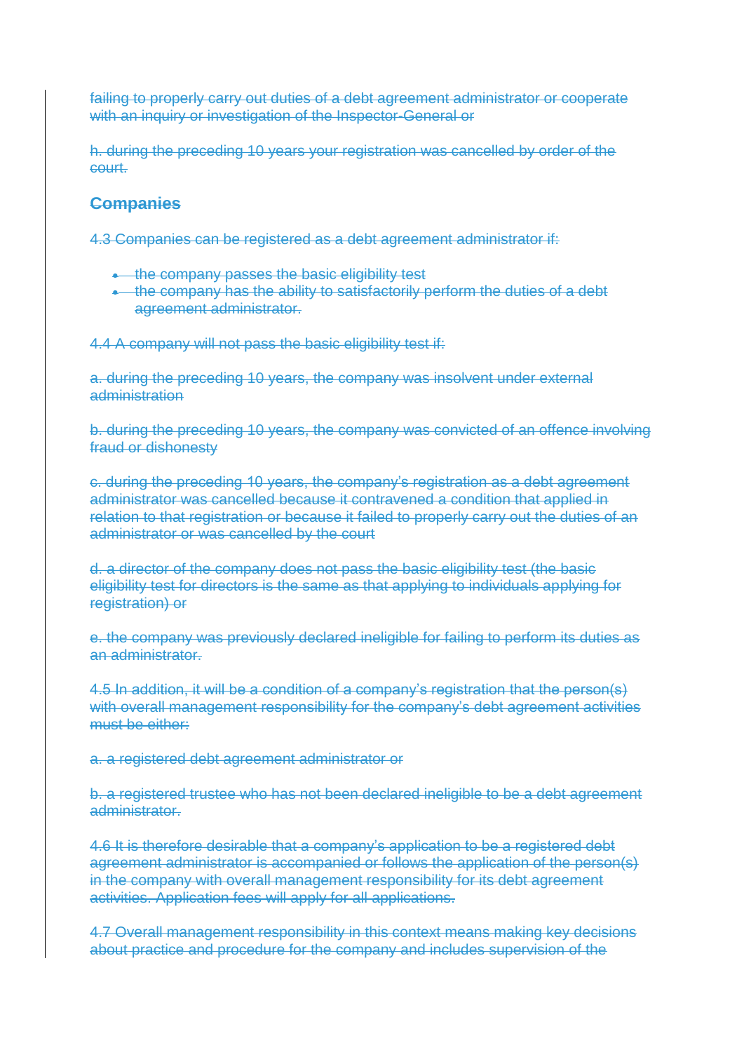failing to properly carry out duties of a debt agreement administrator or cooperate with an inquiry or investigation of the Inspector-General or

h. during the preceding 10 years your registration was cancelled by order of the court.

## Companies

4.3 Companies can be registered as a debt agreement administrator if:

- the company passes the basic eligibility test
- the company has the ability to satisfactorily perform the duties of a debt agreement administrator.

4.4 A company will not pass the basic eligibility test if:

a. during the preceding 10 years, the company was insolvent under external administration

b. during the preceding 10 years, the company was convicted of an offence involving fraud or dishonesty

c. during the preceding 10 years, the company's registration as a debt agreement administrator was cancelled because it contravened a condition that applied in relation to that registration or because it failed to properly carry out the duties of an administrator or was cancelled by the court

d. a director of the company does not pass the basic eligibility test (the basic eligibility test for directors is the same as that applying to individuals applying for registration) or

e. the company was previously declared ineligible for failing to perform its duties as an administrator.

4.5 In addition, it will be a condition of a company's registration that the person(s) with overall management responsibility for the company's debt agreement activities must be either:

a. a registered debt agreement administrator or

b. a registered trustee who has not been declared ineligible to be a debt agreement administrator.

4.6 It is therefore desirable that a company's application to be a registered debt agreement administrator is accompanied or follows the application of the person(s) in the company with overall management responsibility for its debt agreement activities. Application fees will apply for all applications.

4.7 Overall management responsibility in this context means making key decisions about practice and procedure for the company and includes supervision of the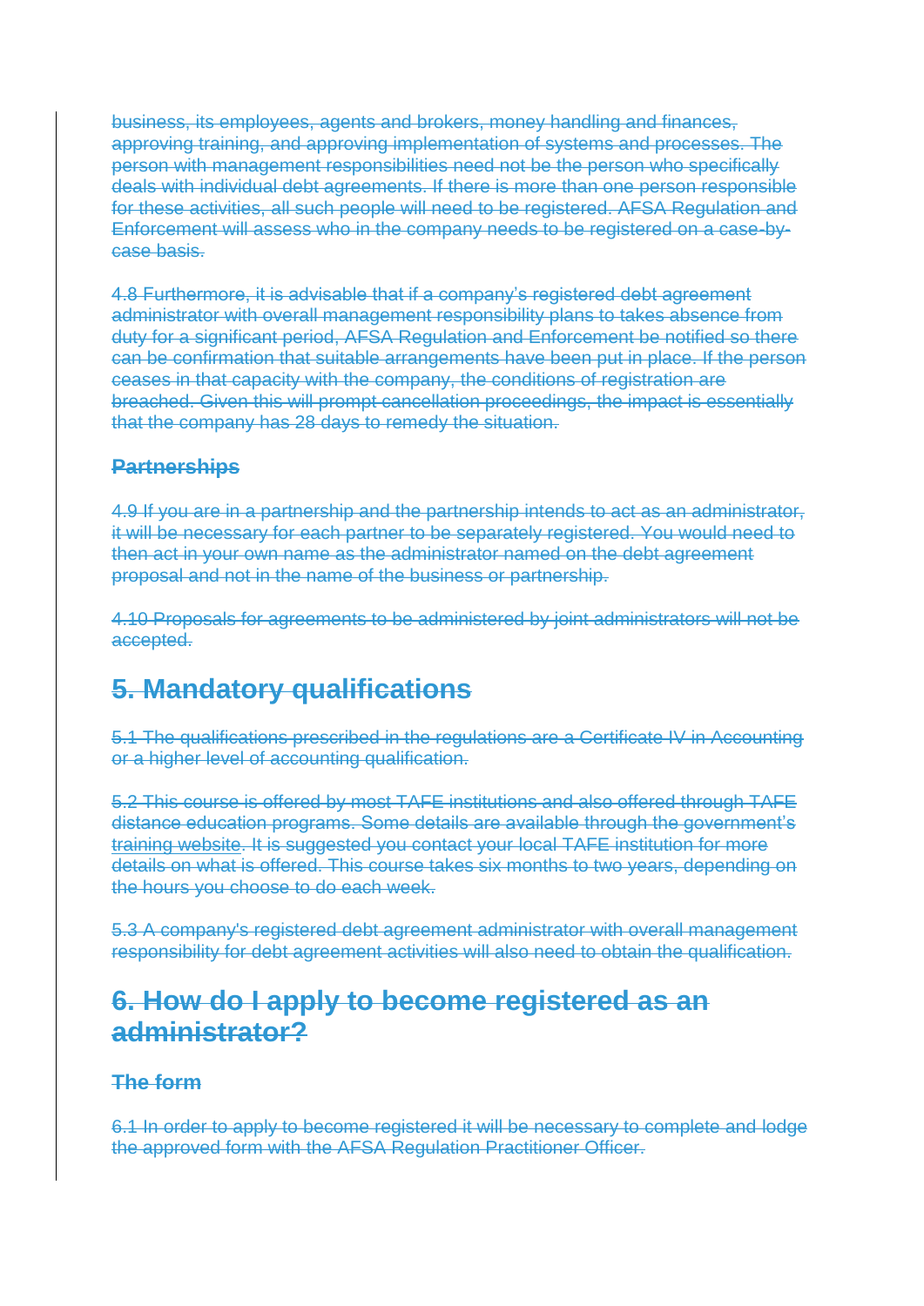business, its employees, agents and brokers, money handling and finances, approving training, and approving implementation of systems and processes. The person with management responsibilities need not be the person who specifically deals with individual debt agreements. If there is more than one person responsible for these activities, all such people will need to be registered. AFSA Regulation and Enforcement will assess who in the company needs to be registered on a case-by-case basis.

4.8 Furthermore, it is advisable that if a company's registered debt agreement administrator with overall management responsibility plans to takes absence from duty for a significant period, AFSA Regulation and Enforcement be notified so there can be confirmation that suitable arrangements have been put in place. If the person ceases in that capacity with the company, the conditions of registration are breached. Given this will prompt cancellation proceedings, the impact is essentially that the company has 28 days to remedy the situation.

### Partnerships

4.9 If you are in a partnership and the partnership intends to act as an administrator, it will be necessary for each partner to be separately registered. You would need to then act in your own name as the administrator named on the debt agreement proposal and not in the name of the business or partnership.

4.10 Proposals for agreements to be administered by joint administrators will not be accepted.

## 5. Mandatory qualifications

5.1 The qualifications prescribed in the regulations are a Certificate IV in Accounting or a higher level of accounting qualification.

5.2 This course is offered by most TAFE institutions and also offered through TAFE distance education programs. Some details are available through the government's training website. It is suggested you contact your local TAFE institution for more details on what is offered. This course takes six months to two years, depending on the hours you choose to do each week.

5.3 A company's registered debt agreement administrator with overall management responsibility for debt agreement activities will also need to obtain the qualification.

## 6. How do I apply to become registered as an administrator?

### The form

6.1 In order to apply to become registered it will be necessary to complete and lodge the approved form with the AFSA Regulation Practitioner Officer.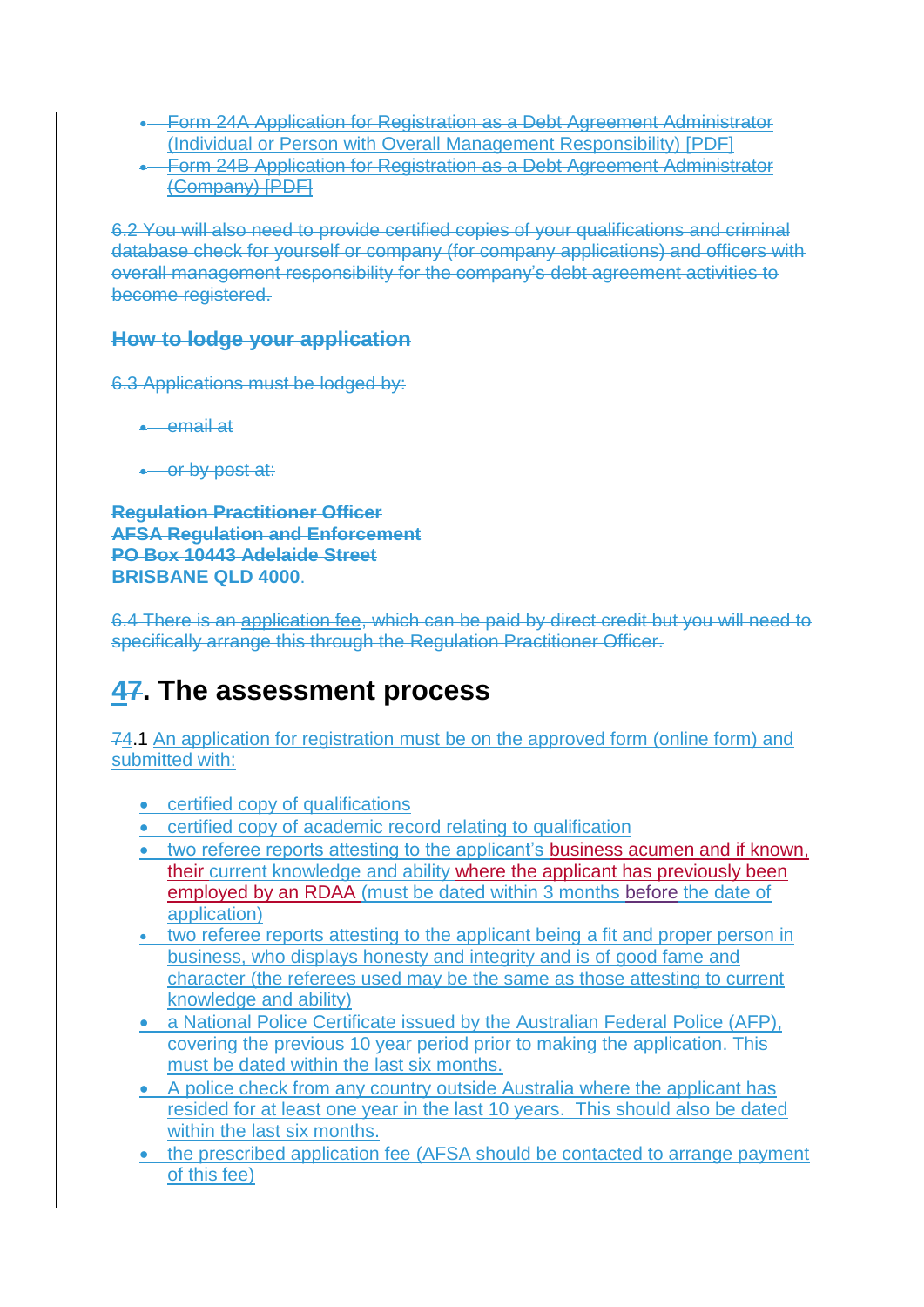- ~~Form 24A Application for Registration as a Debt Agreement Administrator (Individual or Person with Overall Management Responsibility) [PDF]~~
- ~~Form 24B Application for Registration as a Debt Agreement Administrator (Company) [PDF]~~

~~6.2 You will also need to provide certified copies of your qualifications and criminal database check for yourself or company (for company applications) and officers with overall management responsibility for the company's debt agreement activities to become registered.~~

### ~~How to lodge your application~~

~~6.3 Applications must be lodged by:~~

- ~~email at~~
- ~~or by post at:~~

~~**Regulation Practitioner Officer**~~
~~**AFSA Regulation and Enforcement**~~
~~**PO Box 10443 Adelaide Street**~~
~~**BRISBANE QLD 4000**.~~

~~6.4 There is an application fee, which can be paid by direct credit but you will need to specifically arrange this through the Regulation Practitioner Officer.~~

## 4~~7~~. The assessment process

~~7~~4.1 An application for registration must be on the approved form (online form) and submitted with:

- certified copy of qualifications
- certified copy of academic record relating to qualification
- two referee reports attesting to the applicant's business acumen and if known, their current knowledge and ability where the applicant has previously been employed by an RDAA (must be dated within 3 months before the date of application)
- two referee reports attesting to the applicant being a fit and proper person in business, who displays honesty and integrity and is of good fame and character (the referees used may be the same as those attesting to current knowledge and ability)
- a National Police Certificate issued by the Australian Federal Police (AFP), covering the previous 10 year period prior to making the application. This must be dated within the last six months.
- A police check from any country outside Australia where the applicant has resided for at least one year in the last 10 years. This should also be dated within the last six months.
- the prescribed application fee (AFSA should be contacted to arrange payment of this fee)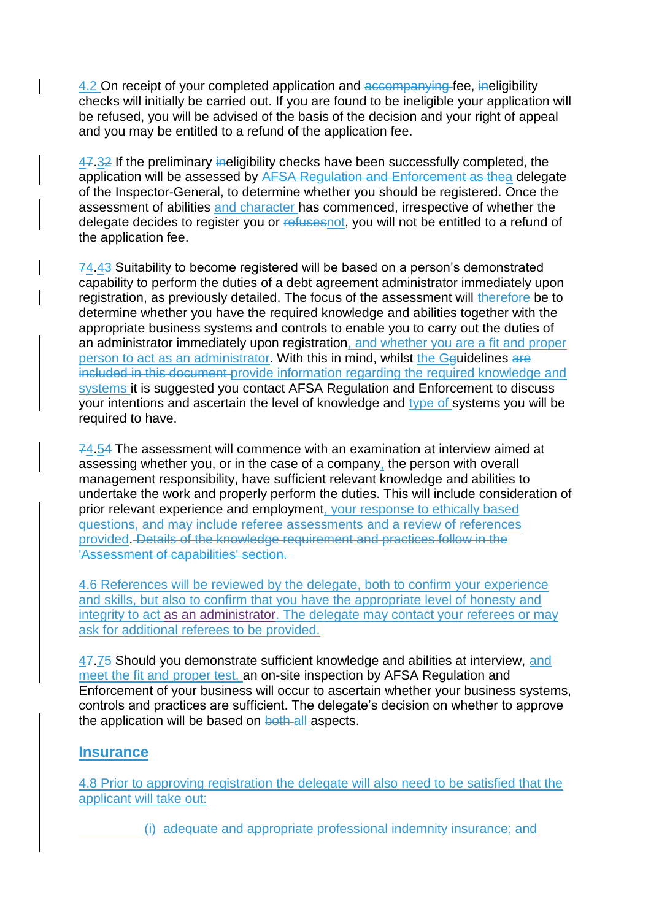4.2 On receipt of your completed application and ~~accompanying~~ fee, ~~in~~eligibility checks will initially be carried out. If you are found to be ineligible your application will be refused, you will be advised of the basis of the decision and your right of appeal and you may be entitled to a refund of the application fee.

4~~7~~.3~~2~~ If the preliminary ~~in~~eligibility checks have been successfully completed, the application will be assessed by ~~AFSA Regulation and Enforcement as the~~a delegate of the Inspector-General, to determine whether you should be registered. Once the assessment of abilities and character has commenced, irrespective of whether the delegate decides to register you or ~~refuses~~not, you will not be entitled to a refund of the application fee.

~~7~~4.4~~3~~ Suitability to become registered will be based on a person's demonstrated capability to perform the duties of a debt agreement administrator immediately upon registration, as previously detailed. The focus of the assessment will ~~therefore~~ be to determine whether you have the required knowledge and abilities together with the appropriate business systems and controls to enable you to carry out the duties of an administrator immediately upon registration, and whether you are a fit and proper person to act as an administrator. With this in mind, whilst the G~~g~~uidelines ~~are included in this document~~ provide information regarding the required knowledge and systems it is suggested you contact AFSA Regulation and Enforcement to discuss your intentions and ascertain the level of knowledge and type of systems you will be required to have.

~~7~~4.5~~4~~ The assessment will commence with an examination at interview aimed at assessing whether you, or in the case of a company, the person with overall management responsibility, have sufficient relevant knowledge and abilities to undertake the work and properly perform the duties. This will include consideration of prior relevant experience and employment, your response to ethically based questions, ~~and may include referee assessments~~ and a review of references provided. ~~Details of the knowledge requirement and practices follow in the 'Assessment of capabilities' section.~~

4.6 References will be reviewed by the delegate, both to confirm your experience and skills, but also to confirm that you have the appropriate level of honesty and integrity to act as an administrator. The delegate may contact your referees or may ask for additional referees to be provided.

4~~7~~.7~~5~~ Should you demonstrate sufficient knowledge and abilities at interview, and meet the fit and proper test, an on-site inspection by AFSA Regulation and Enforcement of your business will occur to ascertain whether your business systems, controls and practices are sufficient. The delegate's decision on whether to approve the application will be based on ~~both~~ all aspects.

## Insurance

4.8 Prior to approving registration the delegate will also need to be satisfied that the applicant will take out:

(i) adequate and appropriate professional indemnity insurance; and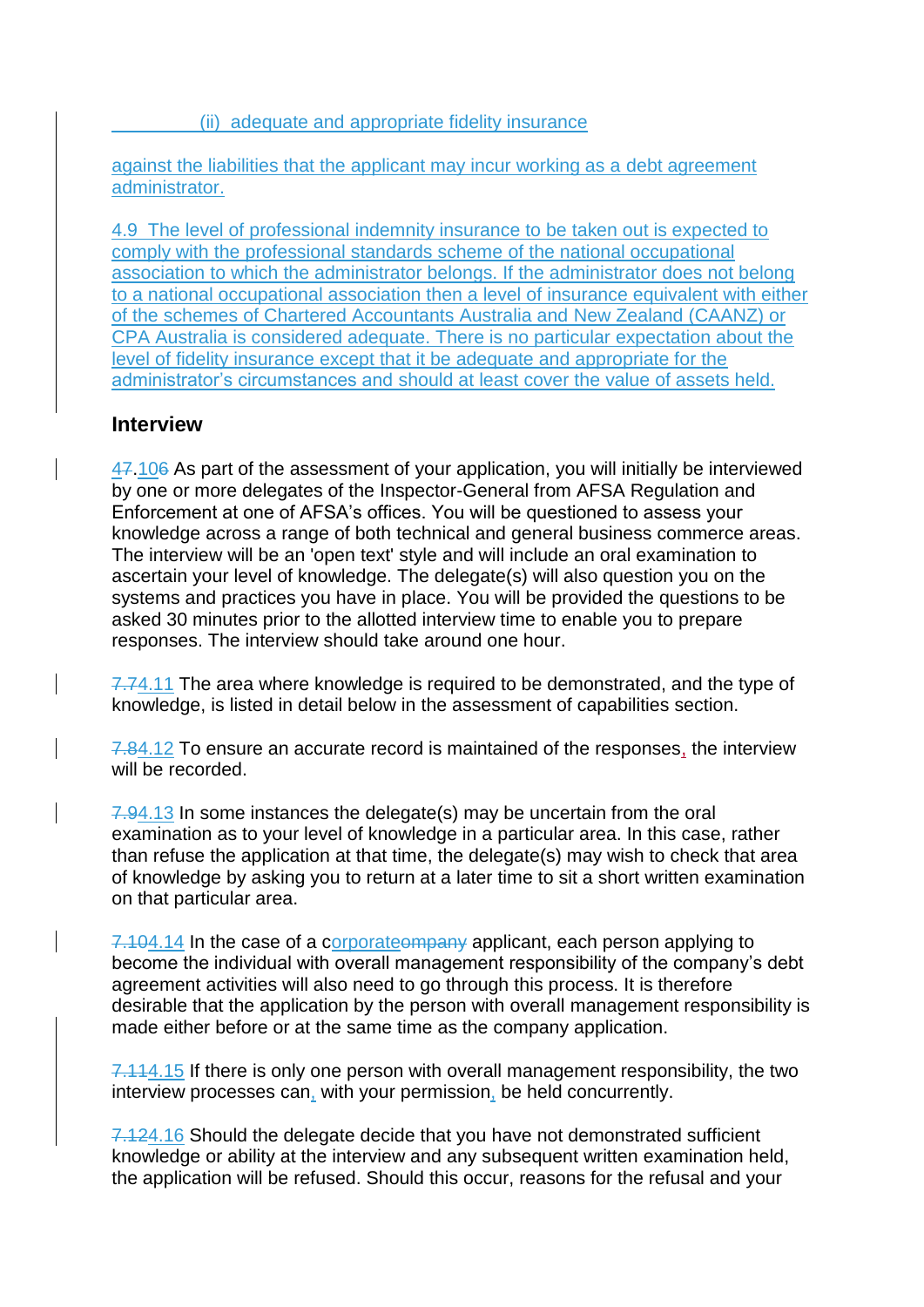(ii) adequate and appropriate fidelity insurance

against the liabilities that the applicant may incur working as a debt agreement administrator.

4.9 The level of professional indemnity insurance to be taken out is expected to comply with the professional standards scheme of the national occupational association to which the administrator belongs. If the administrator does not belong to a national occupational association then a level of insurance equivalent with either of the schemes of Chartered Accountants Australia and New Zealand (CAANZ) or CPA Australia is considered adequate. There is no particular expectation about the level of fidelity insurance except that it be adequate and appropriate for the administrator's circumstances and should at least cover the value of assets held.

### Interview

4.10 As part of the assessment of your application, you will initially be interviewed by one or more delegates of the Inspector-General from AFSA Regulation and Enforcement at one of AFSA's offices. You will be questioned to assess your knowledge across a range of both technical and general business commerce areas. The interview will be an 'open text' style and will include an oral examination to ascertain your level of knowledge. The delegate(s) will also question you on the systems and practices you have in place. You will be provided the questions to be asked 30 minutes prior to the allotted interview time to enable you to prepare responses. The interview should take around one hour.

4.11 The area where knowledge is required to be demonstrated, and the type of knowledge, is listed in detail below in the assessment of capabilities section.

4.12 To ensure an accurate record is maintained of the responses, the interview will be recorded.

4.13 In some instances the delegate(s) may be uncertain from the oral examination as to your level of knowledge in a particular area. In this case, rather than refuse the application at that time, the delegate(s) may wish to check that area of knowledge by asking you to return at a later time to sit a short written examination on that particular area.

4.14 In the case of a corporate applicant, each person applying to become the individual with overall management responsibility of the company's debt agreement activities will also need to go through this process. It is therefore desirable that the application by the person with overall management responsibility is made either before or at the same time as the company application.

4.15 If there is only one person with overall management responsibility, the two interview processes can, with your permission, be held concurrently.

4.16 Should the delegate decide that you have not demonstrated sufficient knowledge or ability at the interview and any subsequent written examination held, the application will be refused. Should this occur, reasons for the refusal and your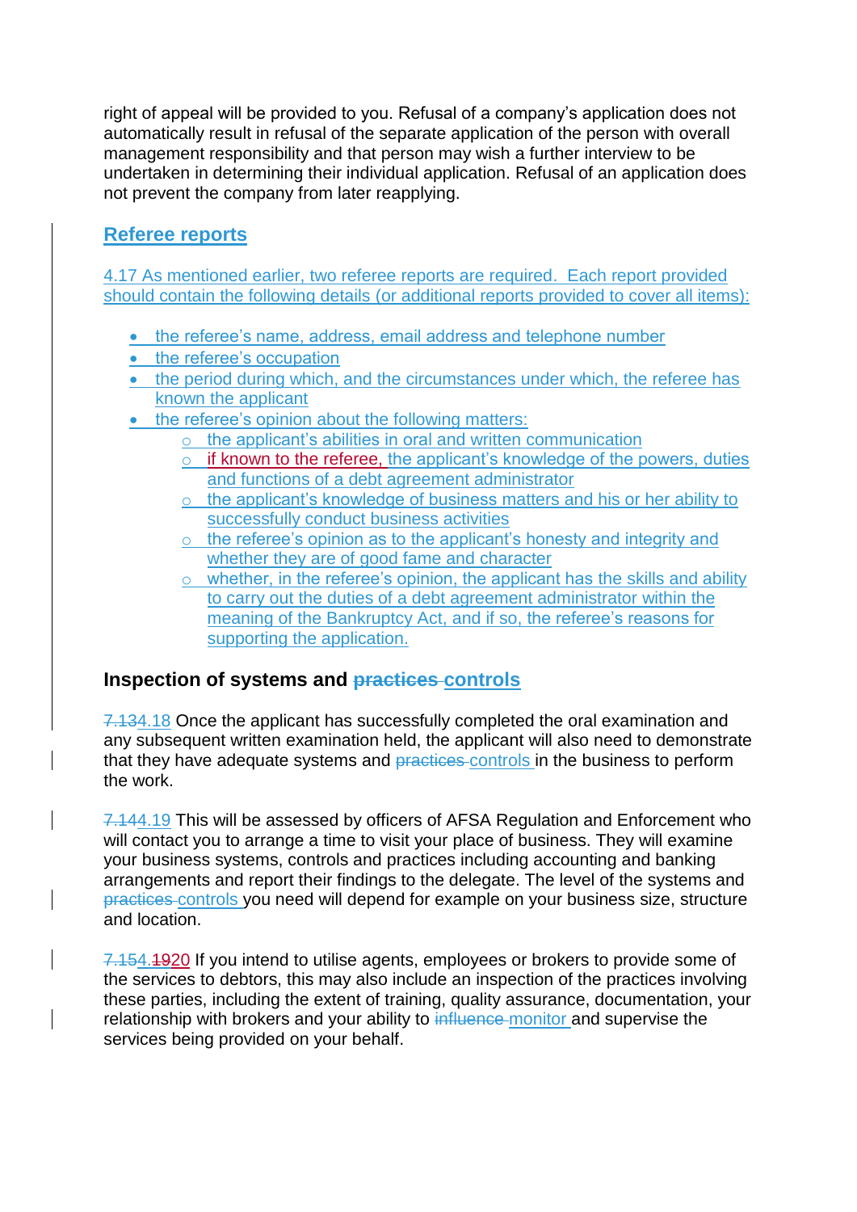right of appeal will be provided to you. Refusal of a company's application does not automatically result in refusal of the separate application of the person with overall management responsibility and that person may wish a further interview to be undertaken in determining their individual application. Refusal of an application does not prevent the company from later reapplying.

## Referee reports

4.17 As mentioned earlier, two referee reports are required. Each report provided should contain the following details (or additional reports provided to cover all items):

- the referee's name, address, email address and telephone number
- the referee's occupation
- the period during which, and the circumstances under which, the referee has known the applicant
- the referee's opinion about the following matters:
  - the applicant's abilities in oral and written communication
  - if known to the referee, the applicant's knowledge of the powers, duties and functions of a debt agreement administrator
  - the applicant's knowledge of business matters and his or her ability to successfully conduct business activities
  - the referee's opinion as to the applicant's honesty and integrity and whether they are of good fame and character
  - whether, in the referee's opinion, the applicant has the skills and ability to carry out the duties of a debt agreement administrator within the meaning of the Bankruptcy Act, and if so, the referee's reasons for supporting the application.

## Inspection of systems and ~~practices~~ controls

~~7.13~~4.18 Once the applicant has successfully completed the oral examination and any subsequent written examination held, the applicant will also need to demonstrate that they have adequate systems and ~~practices~~ controls in the business to perform the work.

~~7.14~~4.19 This will be assessed by officers of AFSA Regulation and Enforcement who will contact you to arrange a time to visit your place of business. They will examine your business systems, controls and practices including accounting and banking arrangements and report their findings to the delegate. The level of the systems and ~~practices~~ controls you need will depend for example on your business size, structure and location.

~~7.15~~4.~~19~~20 If you intend to utilise agents, employees or brokers to provide some of the services to debtors, this may also include an inspection of the practices involving these parties, including the extent of training, quality assurance, documentation, your relationship with brokers and your ability to ~~influence~~ monitor and supervise the services being provided on your behalf.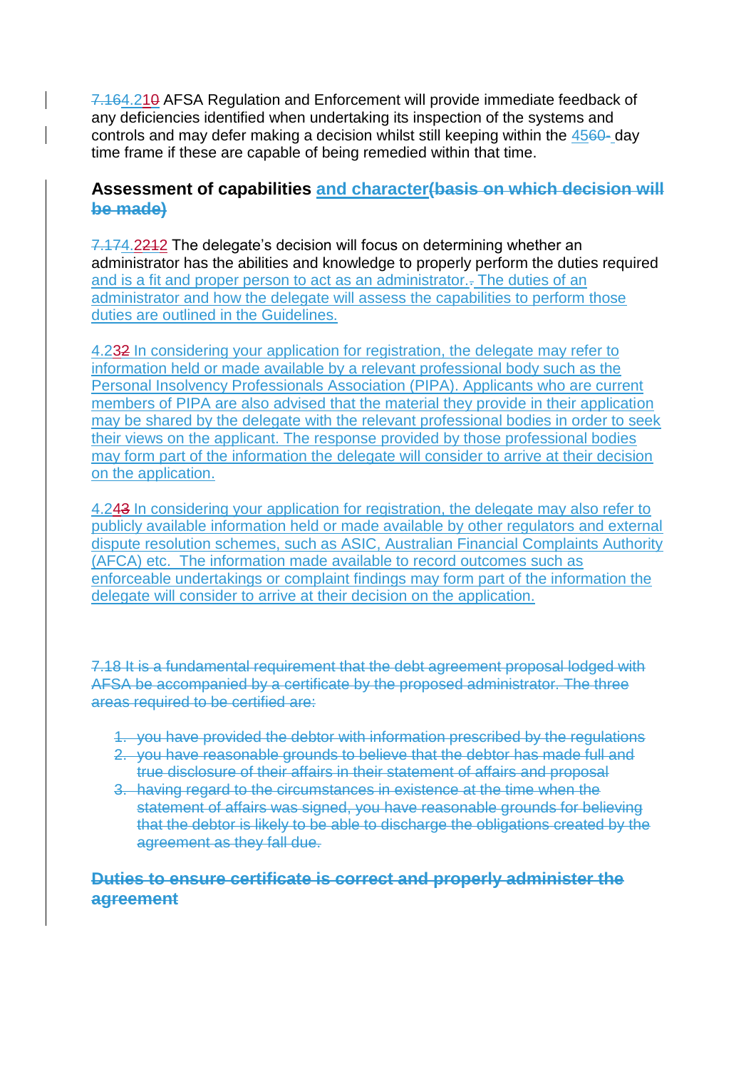~~7.16~~4.21~~0~~ AFSA Regulation and Enforcement will provide immediate feedback of any deficiencies identified when undertaking its inspection of the systems and controls and may defer making a decision whilst still keeping within the 45~~60-~~ day time frame if these are capable of being remedied within that time.

## Assessment of capabilities and character~~(basis on which decision will be made)~~

~~7.17~~4.22~~12~~ The delegate's decision will focus on determining whether an administrator has the abilities and knowledge to properly perform the duties required and is a fit and proper person to act as an administrator.~~.~~ The duties of an administrator and how the delegate will assess the capabilities to perform those duties are outlined in the Guidelines.

4.23~~2~~ In considering your application for registration, the delegate may refer to information held or made available by a relevant professional body such as the Personal Insolvency Professionals Association (PIPA). Applicants who are current members of PIPA are also advised that the material they provide in their application may be shared by the delegate with the relevant professional bodies in order to seek their views on the applicant. The response provided by those professional bodies may form part of the information the delegate will consider to arrive at their decision on the application.

4.24~~3~~ In considering your application for registration, the delegate may also refer to publicly available information held or made available by other regulators and external dispute resolution schemes, such as ASIC, Australian Financial Complaints Authority (AFCA) etc. The information made available to record outcomes such as enforceable undertakings or complaint findings may form part of the information the delegate will consider to arrive at their decision on the application.

~~7.18 It is a fundamental requirement that the debt agreement proposal lodged with AFSA be accompanied by a certificate by the proposed administrator. The three areas required to be certified are:~~

1. ~~you have provided the debtor with information prescribed by the regulations~~
2. ~~you have reasonable grounds to believe that the debtor has made full and true disclosure of their affairs in their statement of affairs and proposal~~
3. ~~having regard to the circumstances in existence at the time when the statement of affairs was signed, you have reasonable grounds for believing that the debtor is likely to be able to discharge the obligations created by the agreement as they fall due.~~

## ~~Duties to ensure certificate is correct and properly administer the agreement~~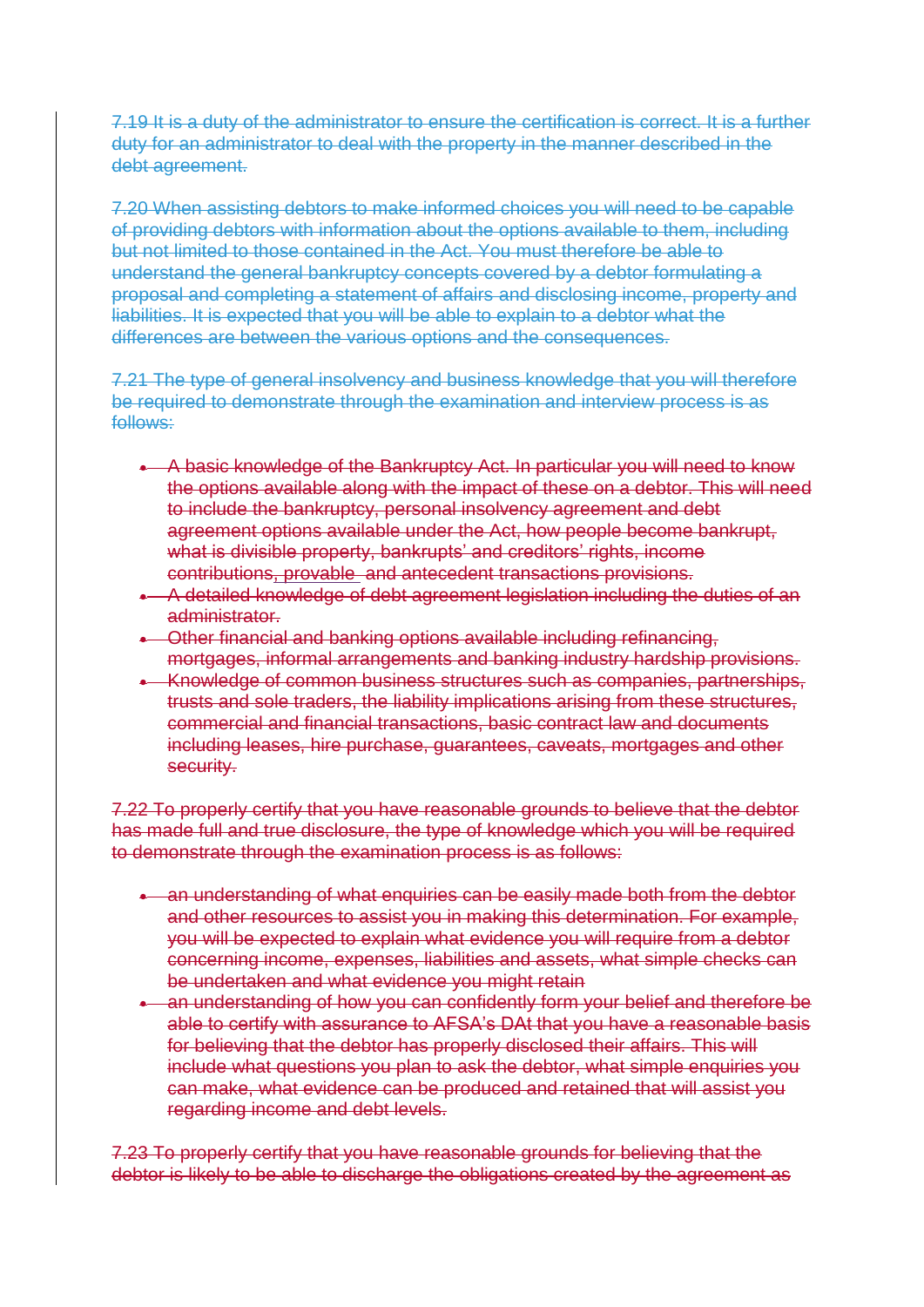~~7.19 It is a duty of the administrator to ensure the certification is correct. It is a further duty for an administrator to deal with the property in the manner described in the debt agreement.~~

~~7.20 When assisting debtors to make informed choices you will need to be capable of providing debtors with information about the options available to them, including but not limited to those contained in the Act. You must therefore be able to understand the general bankruptcy concepts covered by a debtor formulating a proposal and completing a statement of affairs and disclosing income, property and liabilities. It is expected that you will be able to explain to a debtor what the differences are between the various options and the consequences.~~

~~7.21 The type of general insolvency and business knowledge that you will therefore be required to demonstrate through the examination and interview process is as follows:~~

- ~~A basic knowledge of the Bankruptcy Act. In particular you will need to know the options available along with the impact of these on a debtor. This will need to include the bankruptcy, personal insolvency agreement and debt agreement options available under the Act, how people become bankrupt, what is divisible property, bankrupts' and creditors' rights, income contributions, provable and antecedent transactions provisions.~~
- ~~A detailed knowledge of debt agreement legislation including the duties of an administrator.~~
- ~~Other financial and banking options available including refinancing, mortgages, informal arrangements and banking industry hardship provisions.~~
- ~~Knowledge of common business structures such as companies, partnerships, trusts and sole traders, the liability implications arising from these structures, commercial and financial transactions, basic contract law and documents including leases, hire purchase, guarantees, caveats, mortgages and other security.~~

~~7.22 To properly certify that you have reasonable grounds to believe that the debtor has made full and true disclosure, the type of knowledge which you will be required to demonstrate through the examination process is as follows:~~

- ~~an understanding of what enquiries can be easily made both from the debtor and other resources to assist you in making this determination. For example, you will be expected to explain what evidence you will require from a debtor concerning income, expenses, liabilities and assets, what simple checks can be undertaken and what evidence you might retain~~
- ~~an understanding of how you can confidently form your belief and therefore be able to certify with assurance to AFSA's DAt that you have a reasonable basis for believing that the debtor has properly disclosed their affairs. This will include what questions you plan to ask the debtor, what simple enquiries you can make, what evidence can be produced and retained that will assist you regarding income and debt levels.~~

~~7.23 To properly certify that you have reasonable grounds for believing that the debtor is likely to be able to discharge the obligations created by the agreement as~~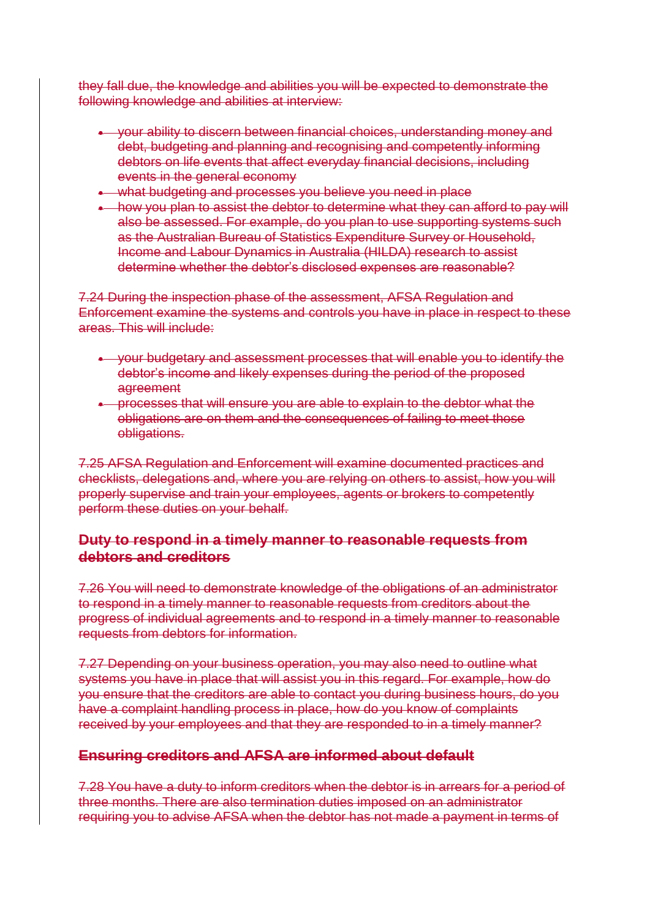they fall due, the knowledge and abilities you will be expected to demonstrate the following knowledge and abilities at interview:

- your ability to discern between financial choices, understanding money and debt, budgeting and planning and recognising and competently informing debtors on life events that affect everyday financial decisions, including events in the general economy
- what budgeting and processes you believe you need in place
- how you plan to assist the debtor to determine what they can afford to pay will also be assessed. For example, do you plan to use supporting systems such as the Australian Bureau of Statistics Expenditure Survey or Household, Income and Labour Dynamics in Australia (HILDA) research to assist determine whether the debtor's disclosed expenses are reasonable?

7.24 During the inspection phase of the assessment, AFSA Regulation and Enforcement examine the systems and controls you have in place in respect to these areas. This will include:

- your budgetary and assessment processes that will enable you to identify the debtor's income and likely expenses during the period of the proposed agreement
- processes that will ensure you are able to explain to the debtor what the obligations are on them and the consequences of failing to meet those obligations.

7.25 AFSA Regulation and Enforcement will examine documented practices and checklists, delegations and, where you are relying on others to assist, how you will properly supervise and train your employees, agents or brokers to competently perform these duties on your behalf.

## Duty to respond in a timely manner to reasonable requests from debtors and creditors

7.26 You will need to demonstrate knowledge of the obligations of an administrator to respond in a timely manner to reasonable requests from creditors about the progress of individual agreements and to respond in a timely manner to reasonable requests from debtors for information.

7.27 Depending on your business operation, you may also need to outline what systems you have in place that will assist you in this regard. For example, how do you ensure that the creditors are able to contact you during business hours, do you have a complaint handling process in place, how do you know of complaints received by your employees and that they are responded to in a timely manner?

## Ensuring creditors and AFSA are informed about default

7.28 You have a duty to inform creditors when the debtor is in arrears for a period of three months. There are also termination duties imposed on an administrator requiring you to advise AFSA when the debtor has not made a payment in terms of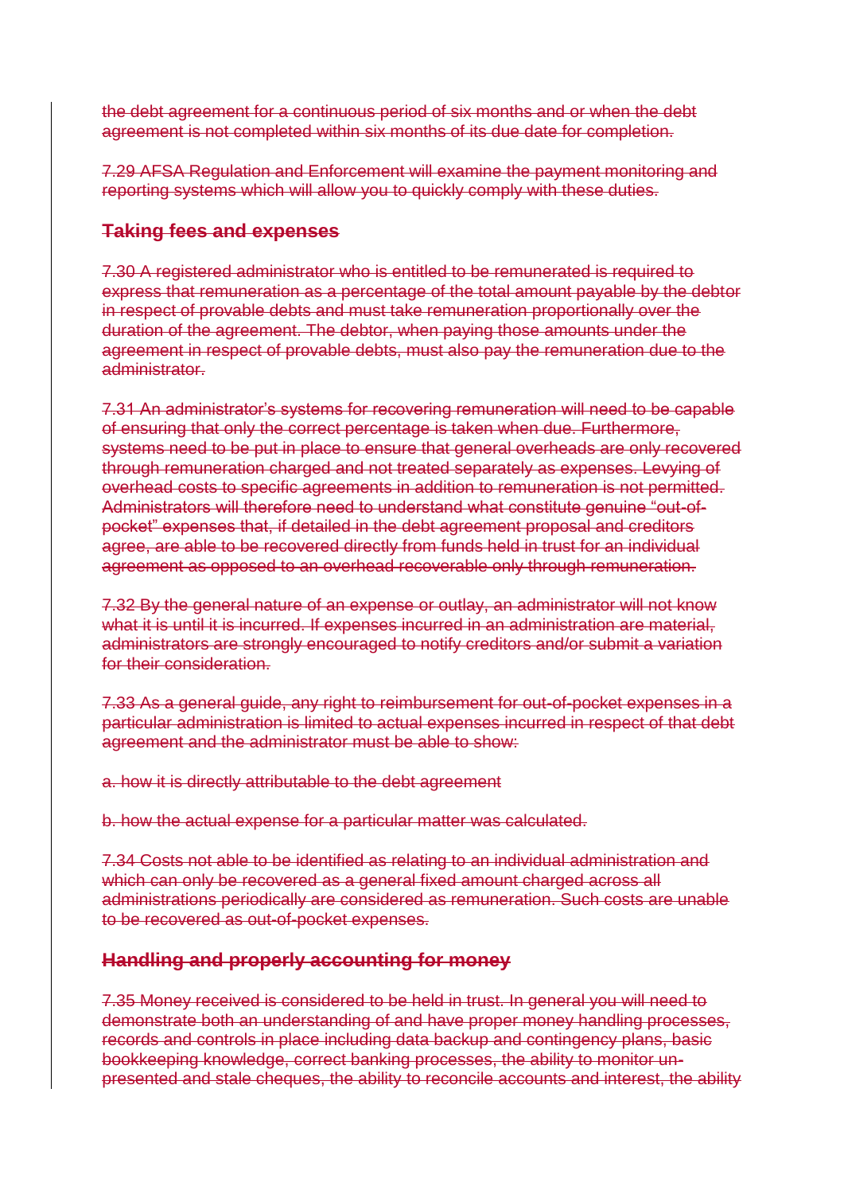~~the debt agreement for a continuous period of six months and or when the debt agreement is not completed within six months of its due date for completion.~~

~~7.29 AFSA Regulation and Enforcement will examine the payment monitoring and reporting systems which will allow you to quickly comply with these duties.~~

### ~~Taking fees and expenses~~

~~7.30 A registered administrator who is entitled to be remunerated is required to express that remuneration as a percentage of the total amount payable by the debtor in respect of provable debts and must take remuneration proportionally over the duration of the agreement. The debtor, when paying those amounts under the agreement in respect of provable debts, must also pay the remuneration due to the administrator.~~

~~7.31 An administrator's systems for recovering remuneration will need to be capable of ensuring that only the correct percentage is taken when due. Furthermore, systems need to be put in place to ensure that general overheads are only recovered through remuneration charged and not treated separately as expenses. Levying of overhead costs to specific agreements in addition to remuneration is not permitted. Administrators will therefore need to understand what constitute genuine "out-of-pocket" expenses that, if detailed in the debt agreement proposal and creditors agree, are able to be recovered directly from funds held in trust for an individual agreement as opposed to an overhead recoverable only through remuneration.~~

~~7.32 By the general nature of an expense or outlay, an administrator will not know what it is until it is incurred. If expenses incurred in an administration are material, administrators are strongly encouraged to notify creditors and/or submit a variation for their consideration.~~

~~7.33 As a general guide, any right to reimbursement for out-of-pocket expenses in a particular administration is limited to actual expenses incurred in respect of that debt agreement and the administrator must be able to show:~~

~~a. how it is directly attributable to the debt agreement~~

~~b. how the actual expense for a particular matter was calculated.~~

~~7.34 Costs not able to be identified as relating to an individual administration and which can only be recovered as a general fixed amount charged across all administrations periodically are considered as remuneration. Such costs are unable to be recovered as out-of-pocket expenses.~~

### ~~Handling and properly accounting for money~~

~~7.35 Money received is considered to be held in trust. In general you will need to demonstrate both an understanding of and have proper money handling processes, records and controls in place including data backup and contingency plans, basic bookkeeping knowledge, correct banking processes, the ability to monitor un-presented and stale cheques, the ability to reconcile accounts and interest, the ability~~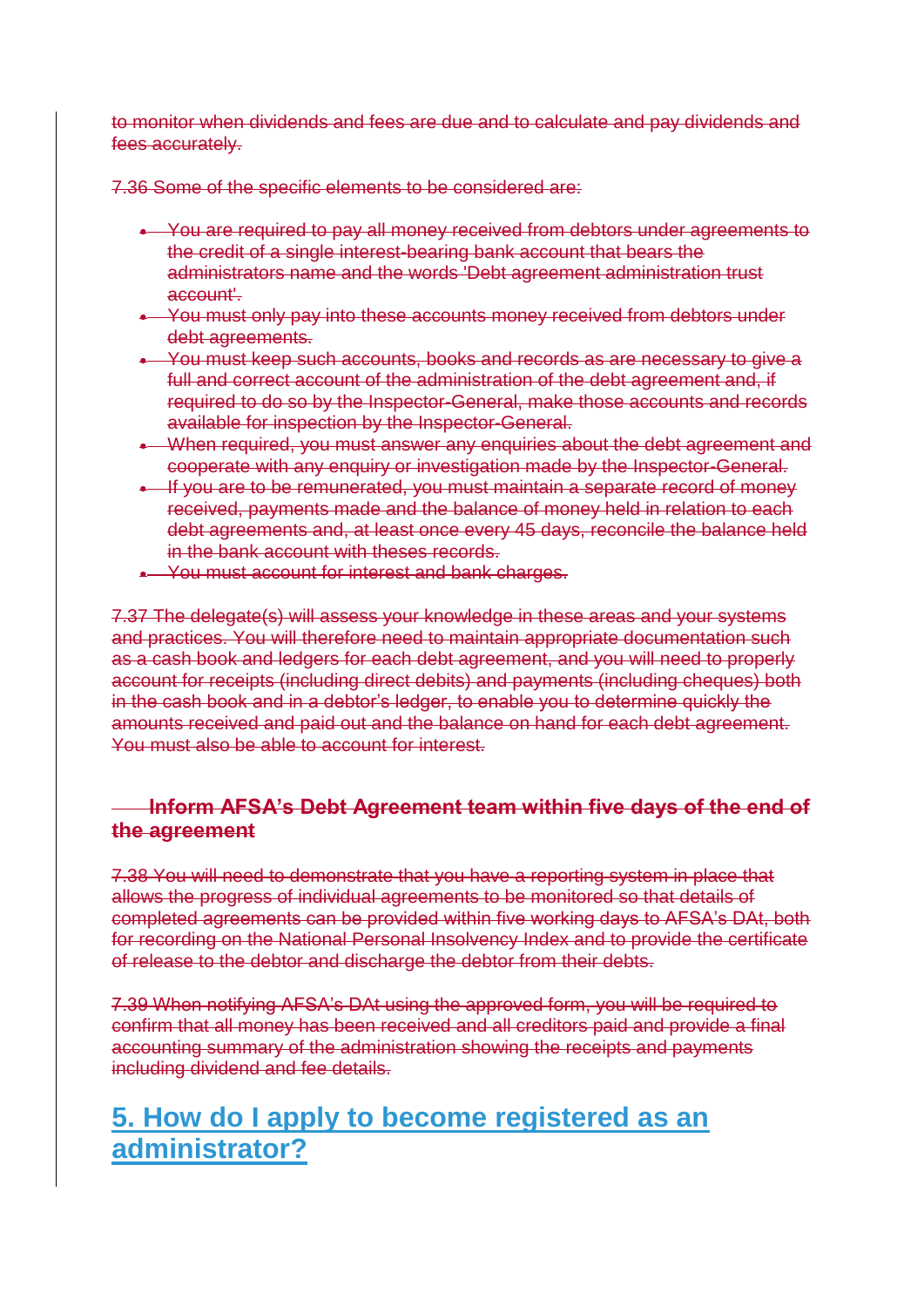~~to monitor when dividends and fees are due and to calculate and pay dividends and fees accurately.~~

~~7.36 Some of the specific elements to be considered are:~~

- ~~You are required to pay all money received from debtors under agreements to the credit of a single interest-bearing bank account that bears the administrators name and the words 'Debt agreement administration trust account'.~~
- ~~You must only pay into these accounts money received from debtors under debt agreements.~~
- ~~You must keep such accounts, books and records as are necessary to give a full and correct account of the administration of the debt agreement and, if required to do so by the Inspector-General, make those accounts and records available for inspection by the Inspector-General.~~
- ~~When required, you must answer any enquiries about the debt agreement and cooperate with any enquiry or investigation made by the Inspector-General.~~
- ~~If you are to be remunerated, you must maintain a separate record of money received, payments made and the balance of money held in relation to each debt agreements and, at least once every 45 days, reconcile the balance held in the bank account with theses records.~~
- ~~You must account for interest and bank charges.~~

~~7.37 The delegate(s) will assess your knowledge in these areas and your systems and practices. You will therefore need to maintain appropriate documentation such as a cash book and ledgers for each debt agreement, and you will need to properly account for receipts (including direct debits) and payments (including cheques) both in the cash book and in a debtor's ledger, to enable you to determine quickly the amounts received and paid out and the balance on hand for each debt agreement. You must also be able to account for interest.~~

### ~~Inform AFSA's Debt Agreement team within five days of the end of the agreement~~

~~7.38 You will need to demonstrate that you have a reporting system in place that allows the progress of individual agreements to be monitored so that details of completed agreements can be provided within five working days to AFSA's DAt, both for recording on the National Personal Insolvency Index and to provide the certificate of release to the debtor and discharge the debtor from their debts.~~

~~7.39 When notifying AFSA's DAt using the approved form, you will be required to confirm that all money has been received and all creditors paid and provide a final accounting summary of the administration showing the receipts and payments including dividend and fee details.~~

## 5. How do I apply to become registered as an administrator?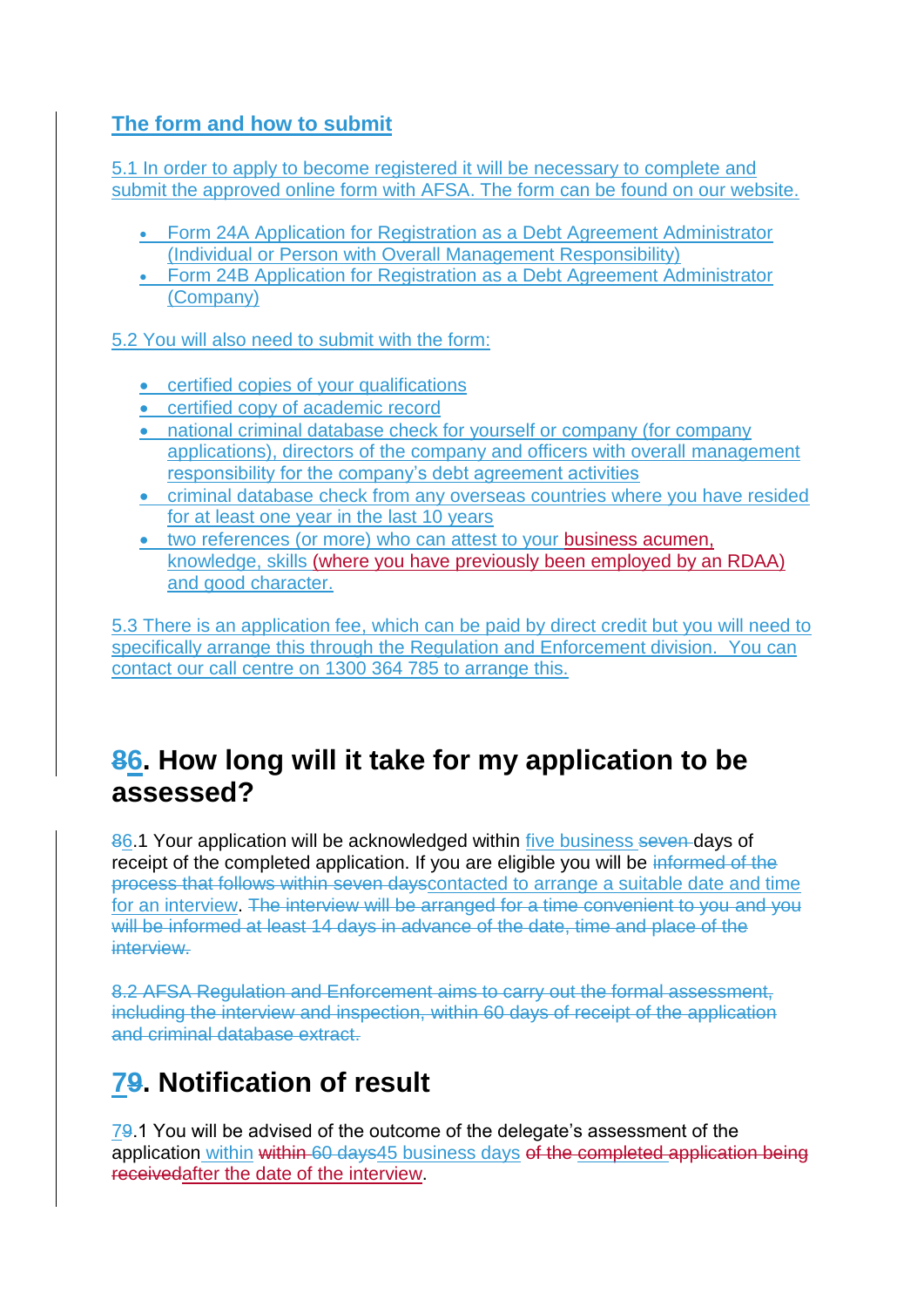## The form and how to submit

5.1 In order to apply to become registered it will be necessary to complete and submit the approved online form with AFSA. The form can be found on our website.

- Form 24A Application for Registration as a Debt Agreement Administrator (Individual or Person with Overall Management Responsibility)
- Form 24B Application for Registration as a Debt Agreement Administrator (Company)

5.2 You will also need to submit with the form:

- certified copies of your qualifications
- certified copy of academic record
- national criminal database check for yourself or company (for company applications), directors of the company and officers with overall management responsibility for the company's debt agreement activities
- criminal database check from any overseas countries where you have resided for at least one year in the last 10 years
- two references (or more) who can attest to your business acumen, knowledge, skills (where you have previously been employed by an RDAA) and good character.

5.3 There is an application fee, which can be paid by direct credit but you will need to specifically arrange this through the Regulation and Enforcement division. You can contact our call centre on 1300 364 785 to arrange this.

## ~~8~~6. How long will it take for my application to be assessed?

~~8~~6.1 Your application will be acknowledged within five business ~~seven~~ days of receipt of the completed application. If you are eligible you will be ~~informed of the process that follows within seven days~~contacted to arrange a suitable date and time for an interview. ~~The interview will be arranged for a time convenient to you and you will be informed at least 14 days in advance of the date, time and place of the interview.~~

~~8.2 AFSA Regulation and Enforcement aims to carry out the formal assessment, including the interview and inspection, within 60 days of receipt of the application and criminal database extract.~~

## 7~~9~~. Notification of result

7~~9~~.1 You will be advised of the outcome of the delegate's assessment of the application within ~~within 60 days~~45 business days ~~of the completed application being received~~after the date of the interview.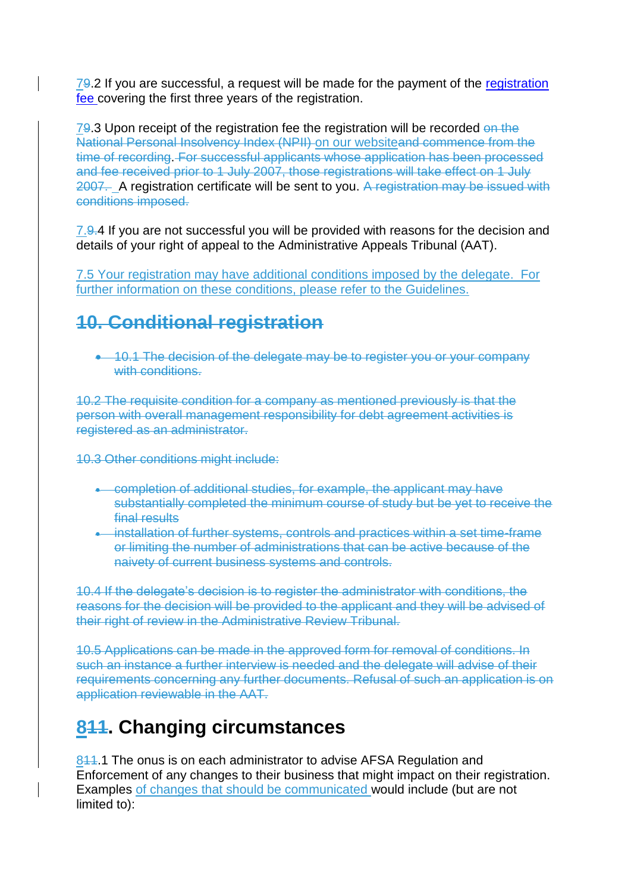79.2 If you are successful, a request will be made for the payment of the registration fee covering the first three years of the registration.

79.3 Upon receipt of the registration fee the registration will be recorded ~~on the National Personal Insolvency Index (NPII)~~ on our website~~and commence from the time of recording~~. ~~For successful applicants whose application has been processed and fee received prior to 1 July 2007, those registrations will take effect on 1 July 2007.~~ A registration certificate will be sent to you. ~~A registration may be issued with conditions imposed.~~

7.9.4 If you are not successful you will be provided with reasons for the decision and details of your right of appeal to the Administrative Appeals Tribunal (AAT).

7.5 Your registration may have additional conditions imposed by the delegate. For further information on these conditions, please refer to the Guidelines.

## ~~10. Conditional registration~~

- ~~10.1 The decision of the delegate may be to register you or your company with conditions.~~

~~10.2 The requisite condition for a company as mentioned previously is that the person with overall management responsibility for debt agreement activities is registered as an administrator.~~

~~10.3 Other conditions might include:~~

- ~~completion of additional studies, for example, the applicant may have substantially completed the minimum course of study but be yet to receive the final results~~
- ~~installation of further systems, controls and practices within a set time-frame or limiting the number of administrations that can be active because of the naivety of current business systems and controls.~~

~~10.4 If the delegate's decision is to register the administrator with conditions, the reasons for the decision will be provided to the applicant and they will be advised of their right of review in the Administrative Review Tribunal.~~

~~10.5 Applications can be made in the approved form for removal of conditions. In such an instance a further interview is needed and the delegate will advise of their requirements concerning any further documents. Refusal of such an application is on application reviewable in the AAT.~~

## 811. Changing circumstances

811.1 The onus is on each administrator to advise AFSA Regulation and Enforcement of any changes to their business that might impact on their registration. Examples of changes that should be communicated would include (but are not limited to):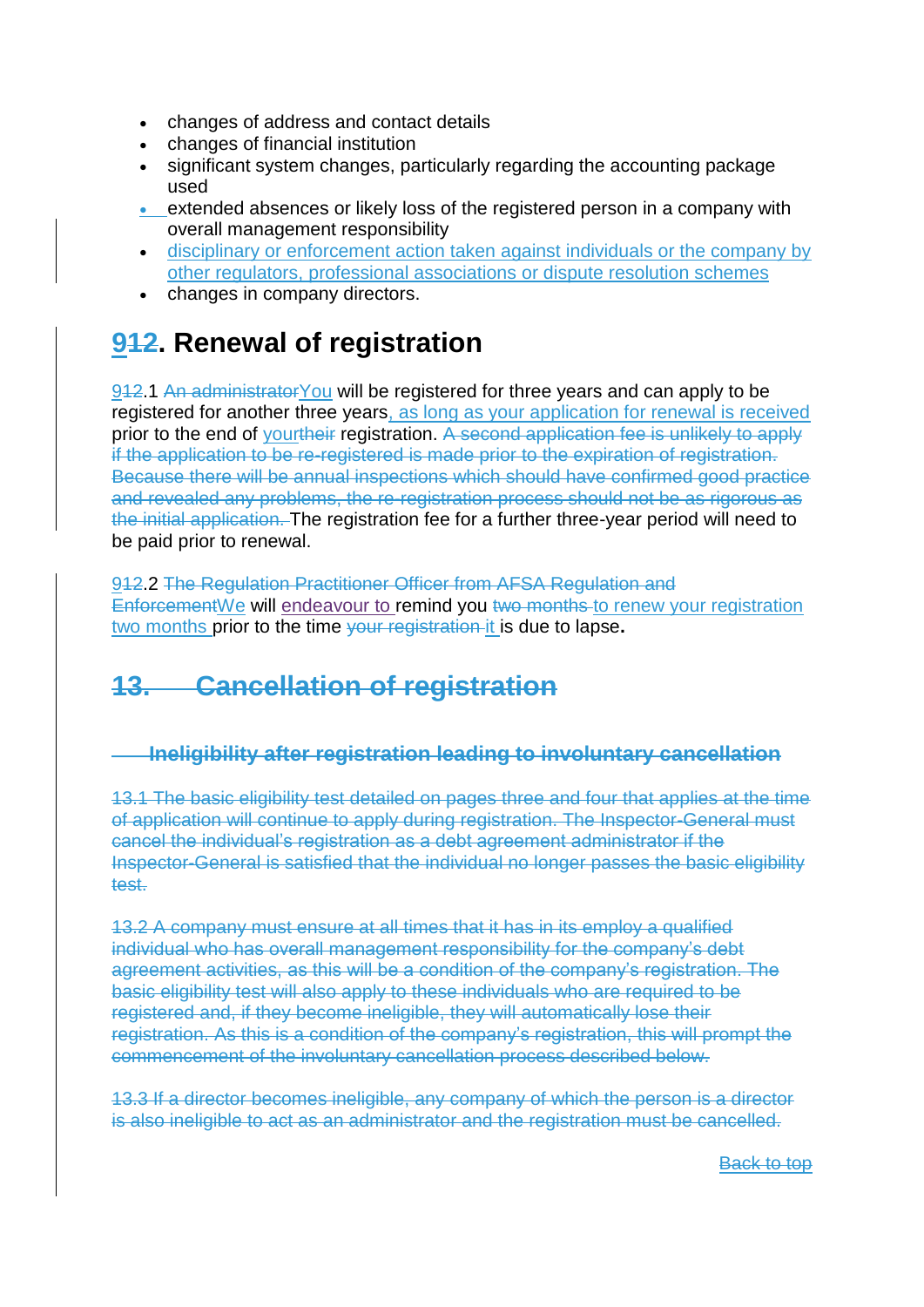- changes of address and contact details
- changes of financial institution
- significant system changes, particularly regarding the accounting package used
- extended absences or likely loss of the registered person in a company with overall management responsibility
- disciplinary or enforcement action taken against individuals or the company by other regulators, professional associations or dispute resolution schemes
- changes in company directors.

# 9. Renewal of registration

9.1 You will be registered for three years and can apply to be registered for another three years, as long as your application for renewal is received prior to the end of your registration. The registration fee for a further three-year period will need to be paid prior to renewal.

9.2 We will endeavour to remind you to renew your registration two months prior to the time it is due to lapse.

[Back to top](#)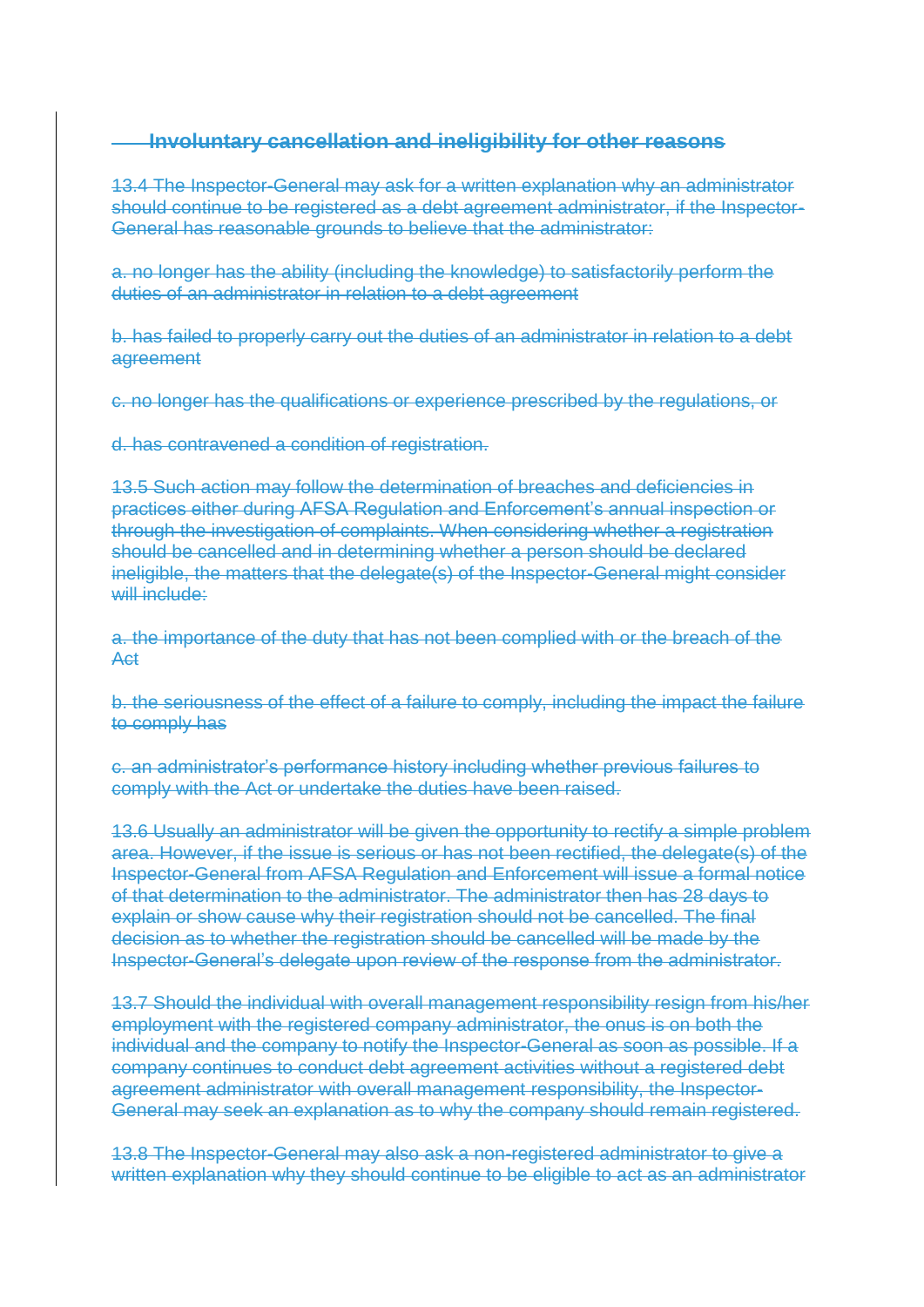## Involuntary cancellation and ineligibility for other reasons

13.4 The Inspector-General may ask for a written explanation why an administrator should continue to be registered as a debt agreement administrator, if the Inspector-General has reasonable grounds to believe that the administrator:

a. no longer has the ability (including the knowledge) to satisfactorily perform the duties of an administrator in relation to a debt agreement

b. has failed to properly carry out the duties of an administrator in relation to a debt agreement

c. no longer has the qualifications or experience prescribed by the regulations, or

d. has contravened a condition of registration.

13.5 Such action may follow the determination of breaches and deficiencies in practices either during AFSA Regulation and Enforcement's annual inspection or through the investigation of complaints. When considering whether a registration should be cancelled and in determining whether a person should be declared ineligible, the matters that the delegate(s) of the Inspector-General might consider will include:

a. the importance of the duty that has not been complied with or the breach of the Act

b. the seriousness of the effect of a failure to comply, including the impact the failure to comply has

c. an administrator's performance history including whether previous failures to comply with the Act or undertake the duties have been raised.

13.6 Usually an administrator will be given the opportunity to rectify a simple problem area. However, if the issue is serious or has not been rectified, the delegate(s) of the Inspector-General from AFSA Regulation and Enforcement will issue a formal notice of that determination to the administrator. The administrator then has 28 days to explain or show cause why their registration should not be cancelled. The final decision as to whether the registration should be cancelled will be made by the Inspector-General's delegate upon review of the response from the administrator.

13.7 Should the individual with overall management responsibility resign from his/her employment with the registered company administrator, the onus is on both the individual and the company to notify the Inspector-General as soon as possible. If a company continues to conduct debt agreement activities without a registered debt agreement administrator with overall management responsibility, the Inspector-General may seek an explanation as to why the company should remain registered.

13.8 The Inspector-General may also ask a non-registered administrator to give a written explanation why they should continue to be eligible to act as an administrator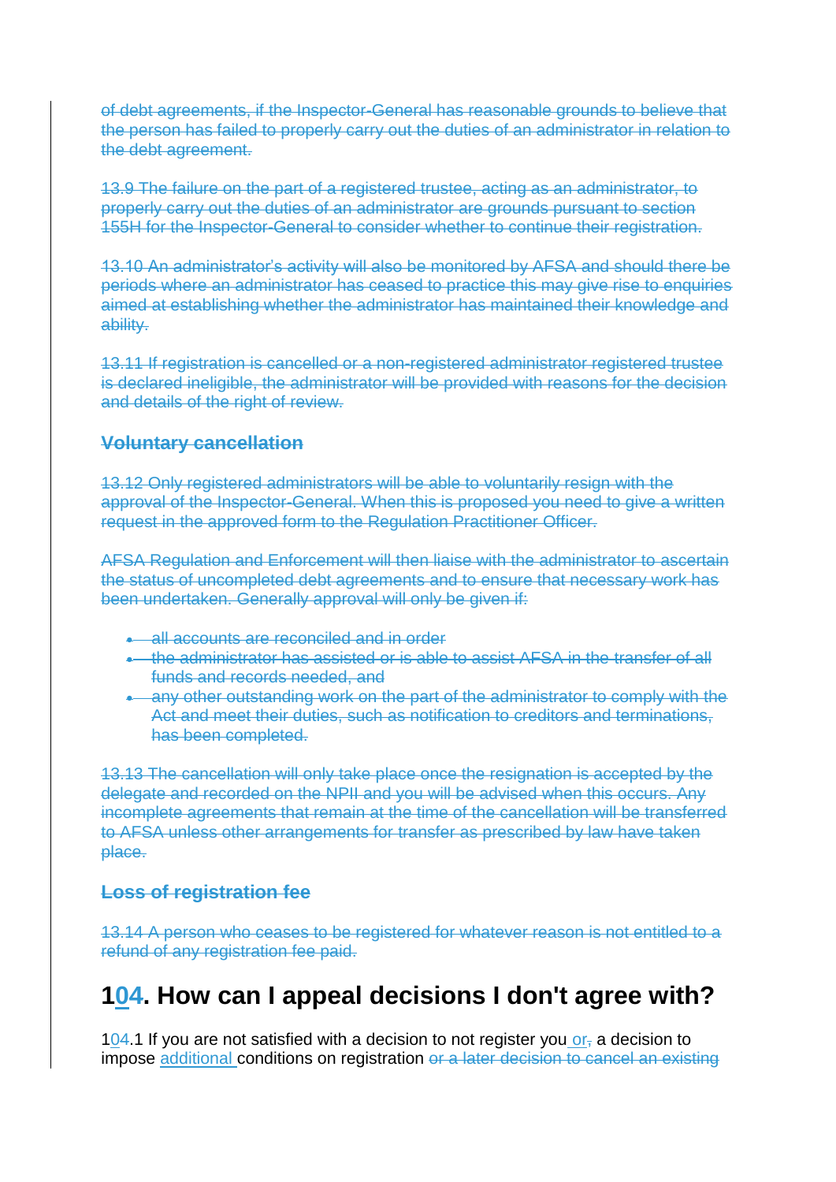~~of debt agreements, if the Inspector-General has reasonable grounds to believe that the person has failed to properly carry out the duties of an administrator in relation to the debt agreement.~~

~~13.9 The failure on the part of a registered trustee, acting as an administrator, to properly carry out the duties of an administrator are grounds pursuant to section 155H for the Inspector-General to consider whether to continue their registration.~~

~~13.10 An administrator's activity will also be monitored by AFSA and should there be periods where an administrator has ceased to practice this may give rise to enquiries aimed at establishing whether the administrator has maintained their knowledge and ability.~~

~~13.11 If registration is cancelled or a non-registered administrator registered trustee is declared ineligible, the administrator will be provided with reasons for the decision and details of the right of review.~~

### ~~Voluntary cancellation~~

~~13.12 Only registered administrators will be able to voluntarily resign with the approval of the Inspector-General. When this is proposed you need to give a written request in the approved form to the Regulation Practitioner Officer.~~

~~AFSA Regulation and Enforcement will then liaise with the administrator to ascertain the status of uncompleted debt agreements and to ensure that necessary work has been undertaken. Generally approval will only be given if:~~

- ~~all accounts are reconciled and in order~~
- ~~the administrator has assisted or is able to assist AFSA in the transfer of all funds and records needed, and~~
- ~~any other outstanding work on the part of the administrator to comply with the Act and meet their duties, such as notification to creditors and terminations, has been completed.~~

~~13.13 The cancellation will only take place once the resignation is accepted by the delegate and recorded on the NPII and you will be advised when this occurs. Any incomplete agreements that remain at the time of the cancellation will be transferred to AFSA unless other arrangements for transfer as prescribed by law have taken place.~~

### ~~Loss of registration fee~~

~~13.14 A person who ceases to be registered for whatever reason is not entitled to a refund of any registration fee paid.~~

## 1~~0~~4. How can I appeal decisions I don't agree with?

1~~0~~4.1 If you are not satisfied with a decision to not register you or~~,~~ a decision to impose additional conditions on registration ~~or a later decision to cancel an existing~~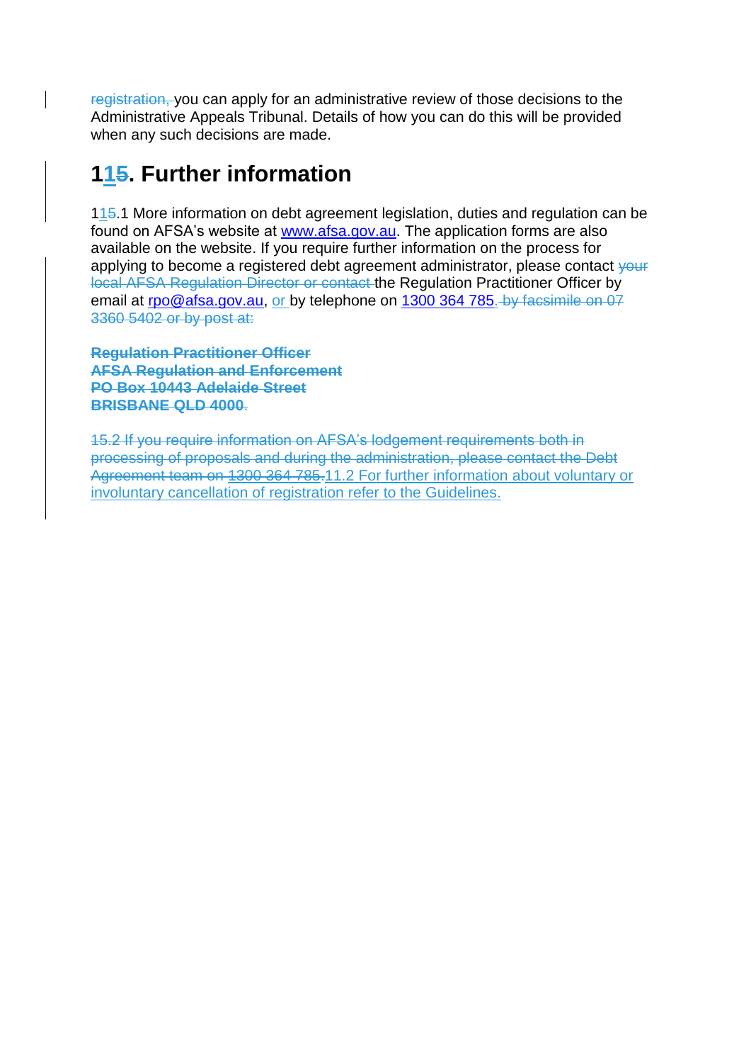~~registration,~~ you can apply for an administrative review of those decisions to the Administrative Appeals Tribunal. Details of how you can do this will be provided when any such decisions are made.

## 1~~5~~1. Further information

1~~5~~1.1 More information on debt agreement legislation, duties and regulation can be found on AFSA's website at www.afsa.gov.au. The application forms are also available on the website. If you require further information on the process for applying to become a registered debt agreement administrator, please contact ~~your local AFSA Regulation Director or contact~~ the Regulation Practitioner Officer by email at rpo@afsa.gov.au, or by telephone on 1300 364 785. ~~by facsimile on 07 3360 5402 or by post at:~~

~~**Regulation Practitioner Officer**~~
~~**AFSA Regulation and Enforcement**~~
~~**PO Box 10443 Adelaide Street**~~
~~**BRISBANE QLD 4000**~~~~.~~

~~15.2 If you require information on AFSA's lodgement requirements both in processing of proposals and during the administration, please contact the Debt Agreement team on 1300 364 785.~~11.2 For further information about voluntary or involuntary cancellation of registration refer to the Guidelines.